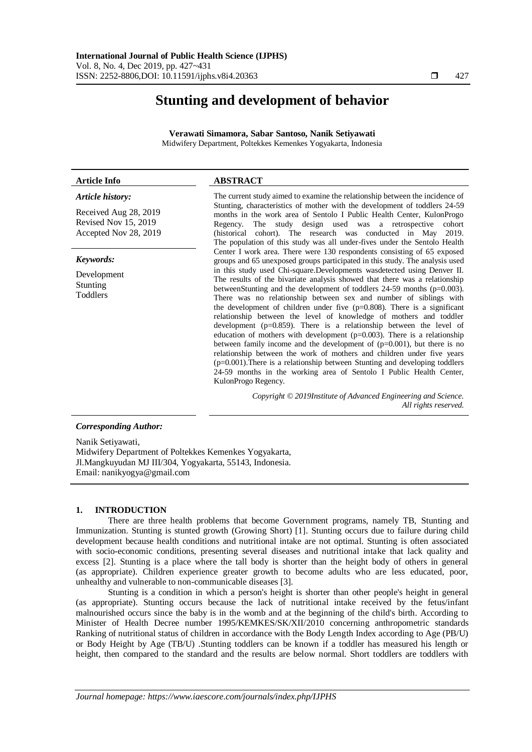# Stunting and development of behavior

**Verawati Simamora, Sabar Santoso, Nanik Setiyawati**
Midwifery Department, Poltekkes Kemenkes Yogyakarta, Indonesia

**Article Info**

*Article history:*

Received Aug 28, 2019
Revised Nov 15, 2019
Accepted Nov 28, 2019

*Keywords:*

Development
Stunting
Toddlers

**ABSTRACT**

The current study aimed to examine the relationship between the incidence of Stunting, characteristics of mother with the development of toddlers 24-59 months in the work area of Sentolo I Public Health Center, KulonProgo Regency. The study design used was a retrospective cohort (historical cohort). The research was conducted in May 2019. The population of this study was all under-fives under the Sentolo Health Center I work area. There were 130 respondents consisting of 65 exposed groups and 65 unexposed groups participated in this study. The analysis used in this study used Chi-square.Developments wasdetected using Denver II. The results of the bivariate analysis showed that there was a relationship betweenStunting and the development of toddlers 24-59 months (p=0.003). There was no relationship between sex and number of siblings with the development of children under five (p=0.808). There is a significant relationship between the level of knowledge of mothers and toddler development (p=0.859). There is a relationship between the level of education of mothers with development (p=0.003). There is a relationship between family income and the development of (p=0.001), but there is no relationship between the work of mothers and children under five years (p=0.001).There is a relationship between Stunting and developing toddlers 24-59 months in the working area of Sentolo I Public Health Center, KulonProgo Regency.

*Copyright © 2019Institute of Advanced Engineering and Science. All rights reserved.*

***Corresponding Author:***

Nanik Setiyawati,
Midwifery Department of Poltekkes Kemenkes Yogyakarta,
Jl.Mangkuyudan MJ III/304, Yogyakarta, 55143, Indonesia.
Email: nanikyogya@gmail.com

## 1. INTRODUCTION

There are three health problems that become Government programs, namely TB, Stunting and Immunization. Stunting is stunted growth (Growing Short) [1]. Stunting occurs due to failure during child development because health conditions and nutritional intake are not optimal. Stunting is often associated with socio-economic conditions, presenting several diseases and nutritional intake that lack quality and excess [2]. Stunting is a place where the tall body is shorter than the height body of others in general (as appropriate). Children experience greater growth to become adults who are less educated, poor, unhealthy and vulnerable to non-communicable diseases [3].

Stunting is a condition in which a person's height is shorter than other people's height in general (as appropriate). Stunting occurs because the lack of nutritional intake received by the fetus/infant malnourished occurs since the baby is in the womb and at the beginning of the child's birth. According to Minister of Health Decree number 1995/KEMKES/SK/XII/2010 concerning anthropometric standards Ranking of nutritional status of children in accordance with the Body Length Index according to Age (PB/U) or Body Height by Age (TB/U) .Stunting toddlers can be known if a toddler has measured his length or height, then compared to the standard and the results are below normal. Short toddlers are toddlers with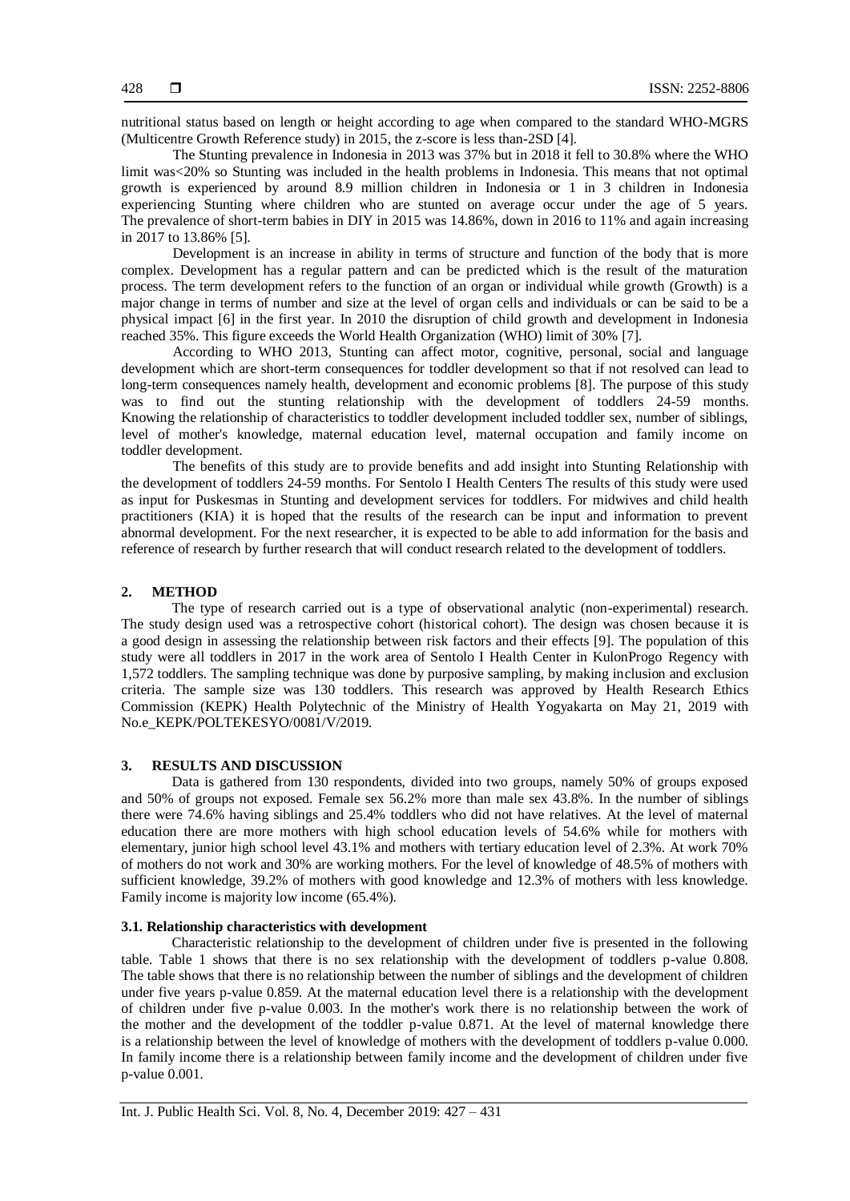nutritional status based on length or height according to age when compared to the standard WHO-MGRS (Multicentre Growth Reference study) in 2015, the z-score is less than-2SD [4].

The Stunting prevalence in Indonesia in 2013 was 37% but in 2018 it fell to 30.8% where the WHO limit was<20% so Stunting was included in the health problems in Indonesia. This means that not optimal growth is experienced by around 8.9 million children in Indonesia or 1 in 3 children in Indonesia experiencing Stunting where children who are stunted on average occur under the age of 5 years. The prevalence of short-term babies in DIY in 2015 was 14.86%, down in 2016 to 11% and again increasing in 2017 to 13.86% [5].

Development is an increase in ability in terms of structure and function of the body that is more complex. Development has a regular pattern and can be predicted which is the result of the maturation process. The term development refers to the function of an organ or individual while growth (Growth) is a major change in terms of number and size at the level of organ cells and individuals or can be said to be a physical impact [6] in the first year. In 2010 the disruption of child growth and development in Indonesia reached 35%. This figure exceeds the World Health Organization (WHO) limit of 30% [7].

According to WHO 2013, Stunting can affect motor, cognitive, personal, social and language development which are short-term consequences for toddler development so that if not resolved can lead to long-term consequences namely health, development and economic problems [8]. The purpose of this study was to find out the stunting relationship with the development of toddlers 24-59 months. Knowing the relationship of characteristics to toddler development included toddler sex, number of siblings, level of mother's knowledge, maternal education level, maternal occupation and family income on toddler development.

The benefits of this study are to provide benefits and add insight into Stunting Relationship with the development of toddlers 24-59 months. For Sentolo I Health Centers The results of this study were used as input for Puskesmas in Stunting and development services for toddlers. For midwives and child health practitioners (KIA) it is hoped that the results of the research can be input and information to prevent abnormal development. For the next researcher, it is expected to be able to add information for the basis and reference of research by further research that will conduct research related to the development of toddlers.

## 2. METHOD

The type of research carried out is a type of observational analytic (non-experimental) research. The study design used was a retrospective cohort (historical cohort). The design was chosen because it is a good design in assessing the relationship between risk factors and their effects [9]. The population of this study were all toddlers in 2017 in the work area of Sentolo I Health Center in KulonProgo Regency with 1,572 toddlers. The sampling technique was done by purposive sampling, by making inclusion and exclusion criteria. The sample size was 130 toddlers. This research was approved by Health Research Ethics Commission (KEPK) Health Polytechnic of the Ministry of Health Yogyakarta on May 21, 2019 with No.e_KEPK/POLTEKESYO/0081/V/2019.

## 3. RESULTS AND DISCUSSION

Data is gathered from 130 respondents, divided into two groups, namely 50% of groups exposed and 50% of groups not exposed. Female sex 56.2% more than male sex 43.8%. In the number of siblings there were 74.6% having siblings and 25.4% toddlers who did not have relatives. At the level of maternal education there are more mothers with high school education levels of 54.6% while for mothers with elementary, junior high school level 43.1% and mothers with tertiary education level of 2.3%. At work 70% of mothers do not work and 30% are working mothers. For the level of knowledge of 48.5% of mothers with sufficient knowledge, 39.2% of mothers with good knowledge and 12.3% of mothers with less knowledge. Family income is majority low income (65.4%).

### 3.1. Relationship characteristics with development

Characteristic relationship to the development of children under five is presented in the following table. Table 1 shows that there is no sex relationship with the development of toddlers p-value 0.808. The table shows that there is no relationship between the number of siblings and the development of children under five years p-value 0.859. At the maternal education level there is a relationship with the development of children under five p-value 0.003. In the mother's work there is no relationship between the work of the mother and the development of the toddler p-value 0.871. At the level of maternal knowledge there is a relationship between the level of knowledge of mothers with the development of toddlers p-value 0.000. In family income there is a relationship between family income and the development of children under five p-value 0.001.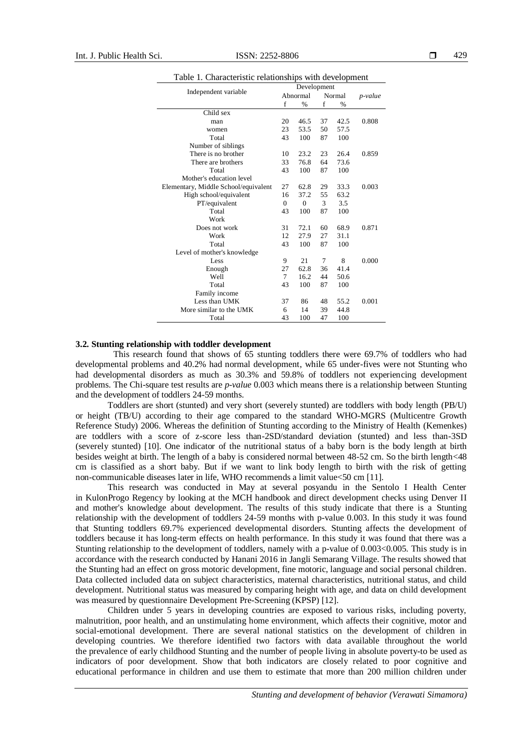Table 1. Characteristic relationships with development

| Independent variable | Development | | | | *p-value* |
|---|---|---|---|---|---|
| | Abnormal | | Normal | | |
| | f | % | f | % | |
| Child sex | | | | | |
| man | 20 | 46.5 | 37 | 42.5 | 0.808 |
| women | 23 | 53.5 | 50 | 57.5 | |
| Total | 43 | 100 | 87 | 100 | |
| Number of siblings | | | | | |
| There is no brother | 10 | 23.2 | 23 | 26.4 | 0.859 |
| There are brothers | 33 | 76.8 | 64 | 73.6 | |
| Total | 43 | 100 | 87 | 100 | |
| Mother's education level | | | | | |
| Elementary, Middle School/equivalent | 27 | 62.8 | 29 | 33.3 | 0.003 |
| High school/equivalent | 16 | 37.2 | 55 | 63.2 | |
| PT/equivalent | 0 | 0 | 3 | 3.5 | |
| Total | 43 | 100 | 87 | 100 | |
| Work | | | | | |
| Does not work | 31 | 72.1 | 60 | 68.9 | 0.871 |
| Work | 12 | 27.9 | 27 | 31.1 | |
| Total | 43 | 100 | 87 | 100 | |
| Level of mother's knowledge | | | | | |
| Less | 9 | 21 | 7 | 8 | 0.000 |
| Enough | 27 | 62.8 | 36 | 41.4 | |
| Well | 7 | 16.2 | 44 | 50.6 | |
| Total | 43 | 100 | 87 | 100 | |
| Family income | | | | | |
| Less than UMK | 37 | 86 | 48 | 55.2 | 0.001 |
| More similar to the UMK | 6 | 14 | 39 | 44.8 | |
| Total | 43 | 100 | 47 | 100 | |

### 3.2. Stunting relationship with toddler development

This research found that shows of 65 stunting toddlers there were 69.7% of toddlers who had developmental problems and 40.2% had normal development, while 65 under-fives were not Stunting who had developmental disorders as much as 30.3% and 59.8% of toddlers not experiencing development problems. The Chi-square test results are *p-value* 0.003 which means there is a relationship between Stunting and the development of toddlers 24-59 months.

Toddlers are short (stunted) and very short (severely stunted) are toddlers with body length (PB/U) or height (TB/U) according to their age compared to the standard WHO-MGRS (Multicentre Growth Reference Study) 2006. Whereas the definition of Stunting according to the Ministry of Health (Kemenkes) are toddlers with a score of z-score less than-2SD/standard deviation (stunted) and less than-3SD (severely stunted) [10]. One indicator of the nutritional status of a baby born is the body length at birth besides weight at birth. The length of a baby is considered normal between 48-52 cm. So the birth length<48 cm is classified as a short baby. But if we want to link body length to birth with the risk of getting non-communicable diseases later in life, WHO recommends a limit value<50 cm [11].

This research was conducted in May at several posyandu in the Sentolo I Health Center in KulonProgo Regency by looking at the MCH handbook and direct development checks using Denver II and mother's knowledge about development. The results of this study indicate that there is a Stunting relationship with the development of toddlers 24-59 months with p-value 0.003. In this study it was found that Stunting toddlers 69.7% experienced developmental disorders. Stunting affects the development of toddlers because it has long-term effects on health performance. In this study it was found that there was a Stunting relationship to the development of toddlers, namely with a p-value of 0.003<0.005. This study is in accordance with the research conducted by Hanani 2016 in Jangli Semarang Village. The results showed that the Stunting had an effect on gross motoric development, fine motoric, language and social personal children. Data collected included data on subject characteristics, maternal characteristics, nutritional status, and child development. Nutritional status was measured by comparing height with age, and data on child development was measured by questionnaire Development Pre-Screening (KPSP) [12].

Children under 5 years in developing countries are exposed to various risks, including poverty, malnutrition, poor health, and an unstimulating home environment, which affects their cognitive, motor and social-emotional development. There are several national statistics on the development of children in developing countries. We therefore identified two factors with data available throughout the world the prevalence of early childhood Stunting and the number of people living in absolute poverty-to be used as indicators of poor development. Show that both indicators are closely related to poor cognitive and educational performance in children and use them to estimate that more than 200 million children under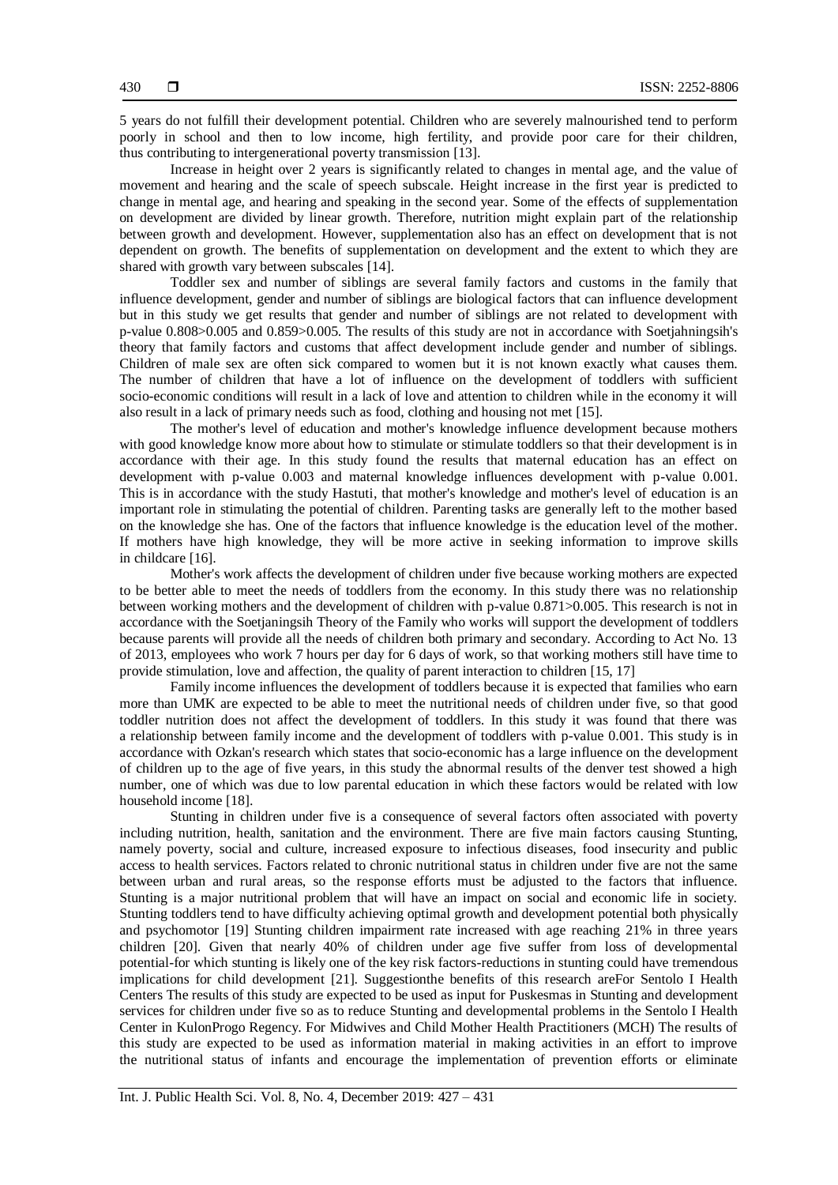5 years do not fulfill their development potential. Children who are severely malnourished tend to perform poorly in school and then to low income, high fertility, and provide poor care for their children, thus contributing to intergenerational poverty transmission [13].

Increase in height over 2 years is significantly related to changes in mental age, and the value of movement and hearing and the scale of speech subscale. Height increase in the first year is predicted to change in mental age, and hearing and speaking in the second year. Some of the effects of supplementation on development are divided by linear growth. Therefore, nutrition might explain part of the relationship between growth and development. However, supplementation also has an effect on development that is not dependent on growth. The benefits of supplementation on development and the extent to which they are shared with growth vary between subscales [14].

Toddler sex and number of siblings are several family factors and customs in the family that influence development, gender and number of siblings are biological factors that can influence development but in this study we get results that gender and number of siblings are not related to development with p-value 0.808>0.005 and 0.859>0.005. The results of this study are not in accordance with Soetjahningsih's theory that family factors and customs that affect development include gender and number of siblings. Children of male sex are often sick compared to women but it is not known exactly what causes them. The number of children that have a lot of influence on the development of toddlers with sufficient socio-economic conditions will result in a lack of love and attention to children while in the economy it will also result in a lack of primary needs such as food, clothing and housing not met [15].

The mother's level of education and mother's knowledge influence development because mothers with good knowledge know more about how to stimulate or stimulate toddlers so that their development is in accordance with their age. In this study found the results that maternal education has an effect on development with p-value 0.003 and maternal knowledge influences development with p-value 0.001. This is in accordance with the study Hastuti, that mother's knowledge and mother's level of education is an important role in stimulating the potential of children. Parenting tasks are generally left to the mother based on the knowledge she has. One of the factors that influence knowledge is the education level of the mother. If mothers have high knowledge, they will be more active in seeking information to improve skills in childcare [16].

Mother's work affects the development of children under five because working mothers are expected to be better able to meet the needs of toddlers from the economy. In this study there was no relationship between working mothers and the development of children with p-value 0.871>0.005. This research is not in accordance with the Soetjaningsih Theory of the Family who works will support the development of toddlers because parents will provide all the needs of children both primary and secondary. According to Act No. 13 of 2013, employees who work 7 hours per day for 6 days of work, so that working mothers still have time to provide stimulation, love and affection, the quality of parent interaction to children [15, 17]

Family income influences the development of toddlers because it is expected that families who earn more than UMK are expected to be able to meet the nutritional needs of children under five, so that good toddler nutrition does not affect the development of toddlers. In this study it was found that there was a relationship between family income and the development of toddlers with p-value 0.001. This is in accordance with Ozkan's research which states that socio-economic has a large influence on the development of children up to the age of five years, in this study the abnormal results of the denver test showed a high number, one of which was due to low parental education in which these factors would be related with low household income [18].

Stunting in children under five is a consequence of several factors often associated with poverty including nutrition, health, sanitation and the environment. There are five main factors causing Stunting, namely poverty, social and culture, increased exposure to infectious diseases, food insecurity and public access to health services. Factors related to chronic nutritional status in children under five are not the same between urban and rural areas, so the response efforts must be adjusted to the factors that influence. Stunting is a major nutritional problem that will have an impact on social and economic life in society. Stunting toddlers tend to have difficulty achieving optimal growth and development potential both physically and psychomotor [19] Stunting children impairment rate increased with age reaching 21% in three years children [20]. Given that nearly 40% of children under age five suffer from loss of developmental potential-for which stunting is likely one of the key risk factors-reductions in stunting could have tremendous implications for child development [21]. Suggestionthe benefits of this research areFor Sentolo I Health Centers The results of this study are expected to be used as input for Puskesmas in Stunting and development services for children under five so as to reduce Stunting and developmental problems in the Sentolo I Health Center in KulonProgo Regency. For Midwives and Child Mother Health Practitioners (MCH) The results of this study are expected to be used as information material in making activities in an effort to improve the nutritional status of infants and encourage the implementation of prevention efforts or eliminate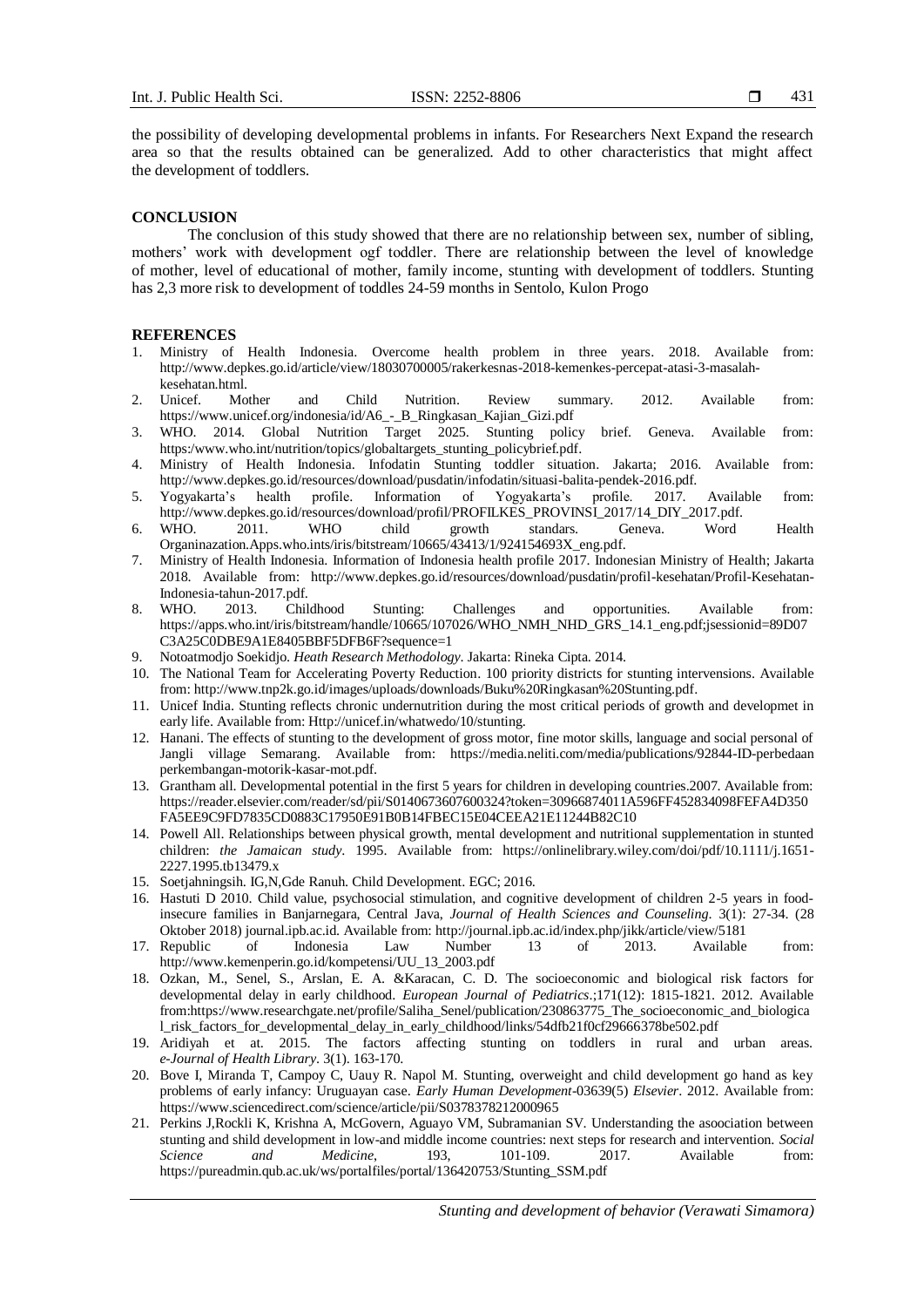the possibility of developing developmental problems in infants. For Researchers Next Expand the research area so that the results obtained can be generalized. Add to other characteristics that might affect the development of toddlers.

## CONCLUSION

The conclusion of this study showed that there are no relationship between sex, number of sibling, mothers' work with development ogf toddler. There are relationship between the level of knowledge of mother, level of educational of mother, family income, stunting with development of toddlers. Stunting has 2,3 more risk to development of toddles 24-59 months in Sentolo, Kulon Progo

## REFERENCES

1. Ministry of Health Indonesia. Overcome health problem in three years. 2018. Available from: http://www.depkes.go.id/article/view/18030700005/rakerkesnas-2018-kemenkes-percepat-atasi-3-masalah-kesehatan.html.
2. Unicef. Mother and Child Nutrition. Review summary. 2012. Available from: https://www.unicef.org/indonesia/id/A6_-_B_Ringkasan_Kajian_Gizi.pdf
3. WHO. 2014. Global Nutrition Target 2025. Stunting policy brief. Geneva. Available from: https:www.who.int/nutrition/topics/globaltargets_stunting_policybrief.pdf.
4. Ministry of Health Indonesia. Infodatin Stunting toddler situation. Jakarta; 2016. Available from: http://www.depkes.go.id/resources/download/pusdatin/infodatin/situasi-balita-pendek-2016.pdf.
5. Yogyakarta's health profile. Information of Yogyakarta's profile. 2017. Available from: http://www.depkes.go.id/resources/download/profil/PROFILKES_PROVINSI_2017/14_DIY_2017.pdf.
6. WHO. 2011. WHO child growth standars. Geneva. Word Health Organinazation.Apps.who.ints/iris/bitstream/10665/43413/1/924154693X_eng.pdf.
7. Ministry of Health Indonesia. Information of Indonesia health profile 2017. Indonesian Ministry of Health; Jakarta 2018. Available from: http://www.depkes.go.id/resources/download/pusdatin/profil-kesehatan/Profil-Kesehatan-Indonesia-tahun-2017.pdf.
8. WHO. 2013. Childhood Stunting: Challenges and opportunities. Available from: https://apps.who.int/iris/bitstream/handle/10665/107026/WHO_NMH_NHD_GRS_14.1_eng.pdf;jsessionid=89D07C3A25C0DBE9A1E8405BBF5DFB6F?sequence=1
9. Notoatmodjo Soekidjo. *Heath Research Methodology*. Jakarta: Rineka Cipta. 2014.
10. The National Team for Accelerating Poverty Reduction. 100 priority districts for stunting interventions. Available from: http://www.tnp2k.go.id/images/uploads/downloads/Buku%20Ringkasan%20Stunting.pdf.
11. Unicef India. Stunting reflects chronic undernutrition during the most critical periods of growth and developmet in early life. Available from: Http://unicef.in/whatwedo/10/stunting.
12. Hanani. The effects of stunting to the development of gross motor, fine motor skills, language and social personal of Jangli village Semarang. Available from: https://media.neliti.com/media/publications/92844-ID-perbedaan perkembangan-motorik-kasar-mot.pdf.
13. Grantham all. Developmental potential in the first 5 years for children in developing countries.2007. Available from: https://reader.elsevier.com/reader/sd/pii/S0140673607600324?token=30966874011A596FF452834098FEFA4D350FA5EE9C9FD7835CD0883C17950E91B0B14FBEC15E04CEEA21E11244B82C10
14. Powell All. Relationships between physical growth, mental development and nutritional supplementation in stunted children: *the Jamaican study*. 1995. Available from: https://onlinelibrary.wiley.com/doi/pdf/10.1111/j.1651-2227.1995.tb13479.x
15. Soetjahningsih. IG,N,Gde Ranuh. Child Development. EGC; 2016.
16. Hastuti D 2010. Child value, psychosocial stimulation, and cognitive development of children 2-5 years in food-insecure families in Banjarnegara, Central Java, *Journal of Health Sciences and Counseling*. 3(1): 27-34. (28 Oktober 2018) journal.ipb.ac.id. Available from: http://journal.ipb.ac.id/index.php/jikk/article/view/5181
17. Republic of Indonesia Law Number 13 of 2013. Available from: http://www.kemenperin.go.id/kompetensi/UU_13_2003.pdf
18. Ozkan, M., Senel, S., Arslan, E. A. &Karacan, C. D. The socioeconomic and biological risk factors for developmental delay in early childhood. *European Journal of Pediatrics*.;171(12): 1815-1821. 2012. Available from:https://www.researchgate.net/profile/Saliha_Senel/publication/230863775_The_socioeconomic_and_biological_risk_factors_for_developmental_delay_in_early_childhood/links/54dfb21f0cf29666378be502.pdf
19. Aridiyah et at. 2015. The factors affecting stunting on toddlers in rural and urban areas. *e-Journal of Health Library*. 3(1). 163-170.
20. Bove I, Miranda T, Campoy C, Uauy R. Napol M. Stunting, overweight and child development go hand as key problems of early infancy: Uruguayan case. *Early Human Development*-03639(5) *Elsevier*. 2012. Available from: https://www.sciencedirect.com/science/article/pii/S0378378212000965
21. Perkins J,Rockli K, Krishna A, McGovern, Aguayo VM, Subramanian SV. Understanding the asoociation between stunting and shild development in low-and middle income countries: next steps for research and intervention. *Social Science and Medicine*, 193, 101-109. 2017. Available from: https://pureadmin.qub.ac.uk/ws/portalfiles/portal/136420753/Stunting_SSM.pdf